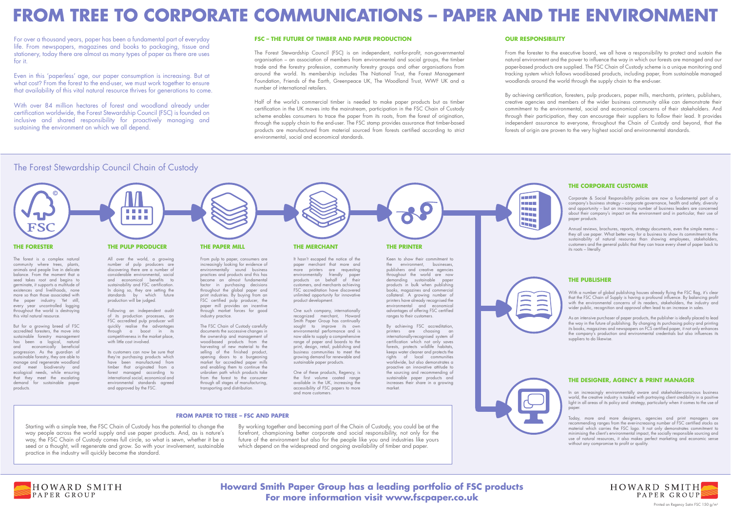# FROM TREE TO CORPORATE COMMUNICATIONS – PAPER AND THE ENVIRONMENT

For over a thousand years, paper has been a fundamental part of everyday life. From newspapers, magazines and books to packaging, tissue and stationery, today there are almost as many types of paper as there are uses for it.

Even in this 'paperless' age, our paper consumption is increasing. But at what cost? From the forest to the end-user, we must work together to ensure that availability of this vital natural resource thrives for generations to come.

With over 84 million hectares of forest and woodland already under certification worldwide, the Forest Stewardship Council (FSC) is founded on inclusive and shared responsibility for proactively managing and sustaining the environment on which we all depend.

## FSC – THE FUTURE OF TIMBER AND PAPER PRODUCTION

The Forest Stewardship Council (FSC) is an independent, not-for-profit, non-governmental organisation – an association of members from environmental and social groups, the timber trade and the forestry profession, community forestry groups and other organisations from around the world. Its membership includes The National Trust, the Forest Management Foundation, Friends of the Earth, Greenpeace UK, The Woodland Trust, WWF UK and a number of international retailers.

Half of the world's commercial timber is needed to make paper products but as timber certification in the UK moves into the mainstream, participation in the FSC Chain of Custody scheme enables consumers to trace the paper from its roots, from the forest of origination, through the supply chain to the end-user. The FSC stamp provides assurance that timber-based products are manufactured from material sourced from forests certified according to strict environmental, social and economical standards.

## OUR RESPONSIBILITY

From the forester to the executive board, we all have a responsibility to protect and sustain the natural environment and the power to influence the way in which our forests are managed and our paper-based products are supplied. The FSC Chain of Custody scheme is a unique monitoring and tracking system which follows wood-based products, including paper, from sustainable managed woodlands around the world through the supply chain to the end-user.

By achieving certification, foresters, pulp producers, paper mills, merchants, printers, publishers, creative agencies and members of the wider business community alike can demonstrate their commitment to the environmental, social and economical concerns of their stakeholders. And through their participation, they can encourage their suppliers to follow their lead. It provides independent assurance to everyone, throughout the Chain of Custody and beyond, that the forests of origin are proven to the very highest social and environmental standards.

## The Forest Stewardship Council Chain of Custody

### THE FORESTER

The forest is a complex natural community where trees, plants, animals and people live in delicate balance. From the moment that a seed takes root and begins to germinate, it supports a multitude of existences and livelihoods, none more so than those associated with the paper industry. Yet still, every year uncontrolled logging throughout the world is destroying this vital natural resource.

But for a growing breed of FSC accredited foresters, the move into sustainable forestry management has been a logical, natural and economically beneficial progression. As the guardian of sustainable forestry, they are able to manage and regenerate woodland and meet biodiversity and ecological needs, while ensuring that they meet the escalating demand for sustainable paper products.

### THE PULP PRODUCER

All over the world, a growing number of pulp producers are discovering there are a number of considerable environmental, social and economical benefits to sustainability and FSC certification. In doing so, they are setting the standards by which future production will be judged.

Following an independent audit of its production processes, an FSC accredited pulp producer will quickly realise the advantages through a boost in its competitiveness in the market place, with little cost involved.

Its customers can now be sure that they're purchasing products which have been manufactured from timber that originated from a forest managed according to international social, economical and environmental standards agreed and approved by the FSC.

### THE PAPER MILL

From pulp to paper, consumers are increasingly looking for evidence of environmentally sound business practices and products and this has become an almost fundamental factor in purchasing decisions throughout the global paper and print industries. By buying from an FSC certified pulp producer, the paper mill provides an incentive through market forces for good industry practice.

The FSC Chain of Custody carefully documents the successive changes in the ownership and management of wood-based products from the harvesting of new material to the selling of the finished product, opening doors to a burgeoning market for accredited paper mills and enabling them to continue the unbroken path which products take from the forest to the consumer through all stages of manufacturing, transporting and distribution.

### THE MERCHANT

It hasn't escaped the notice of the paper merchant that more and more printers are requesting environmentally friendly paper products on behalf of their customers, and merchants achieving FSC accreditation have discovered unlimited opportunity for innovative product development.

One such company, internationally recognized merchant, Howard Smith Paper Group has continually sought to improve its own environmental performance and is now able to supply a comprehensive range of paper and boards to the print, design, retail, publishing and business communities to meet the growing demand for renewable and sustainable paper products.

One of these products, Regency, is the first volume coated range available in the UK, increasing the accessibility of FSC papers to more and more customers.

### THE PRINTER

Keen to show their commitment to the environment, businesses, publishers and creative agencies throughout the world are now demanding sustainable paper products in bulk when publishing books, magazines and commercial collateral. A growing number of printers have already recognised the environmental and economical advantages of offering FSC certified ranges to their customers.

By achieving FSC accreditation, printers are choosing an internationally-recognised system of certification which not only saves forests, protects wildlife habitats, keeps water cleaner and protects the rights of local communities worldwide, but also demonstrates a proactive an innovative attitude to the sourcing and recommending of sustainable paper products and increases their share in a growing market.

### THE CORPORATE CUSTOMER

Corporate & Social Responsibility policies are now a fundamental part of a company's business strategy – corporate governance, health and safety, diversity and opportunity – but an increasing number of business leaders are concerned about their company's impact on the environment and in particular, their use of paper products.

Annual reviews, brochures, reports, strategy documents, even the simple memo – they all use paper. What better way for a business to show its commitment to the sustainability of natural resources than showing employees, stakeholders, customers and the general public that they can trace every sheet of paper back to its roots – literally.

### THE PUBLISHER

With a number of global publishing houses already flying the FSC flag, it's clear that the FSC Chain of Supply is having a profound influence. By balancing profit with the environmental concerns of its readers, stakeholders, the industry and wider public, recognition and approval often lead to an increase in sales.

As an intensive purchaser of paper products, the publisher is ideally placed to lead the way in the future of publishing. By changing its purchasing policy and printing its books, magazines and newspapers on FCS certified paper, it not only enhances the company's production and environmental credentials but also influences its suppliers to do likewise.

### THE DESIGNER, AGENCY & PRINT MANAGER

In an increasingly environmentally aware and stakeholder-conscious business world, the creative industry is tasked with portraying client credibility in a positive light in all areas of its policy and strategy, particularly when it comes to the use of paper.

Today, more and more designers, agencies and print managers are recommending ranges from the ever-increasing number of FSC certified stocks as material which carries the FSC logo. It not only demonstrates commitment to minimising the client's environmental impact, the socially responsible sourcing and use of natural resources, it also makes perfect marketing and economic sense without any compromise to profit or quality.

## FROM PAPER TO TREE – FSC AND PAPER

Starting with a simple tree, the FSC Chain of Custody has the potential to change the way people across the world supply and use paper products. And, as is nature's way, the FSC Chain of Custody comes full circle, so what is sewn, whether it be a seed or a thought, will regenerate and grow. So with your involvement, sustainable practice in the industry will quickly become the standard.

By working together and becoming part of the Chain of Custody, you could be at the forefront, championing better corporate and social responsibility, not only for the future of the environment but also for the people like you and industries like yours which depend on the widespread and ongoing availability of timber and paper.

**Howard Smith Paper Group has a leading portfolio of FSC products**
**For more information visit www.fscpaper.co.uk**

HOWARD SMITH PAPER GROUP

Printed on Regency Satin FSC 150 g/m²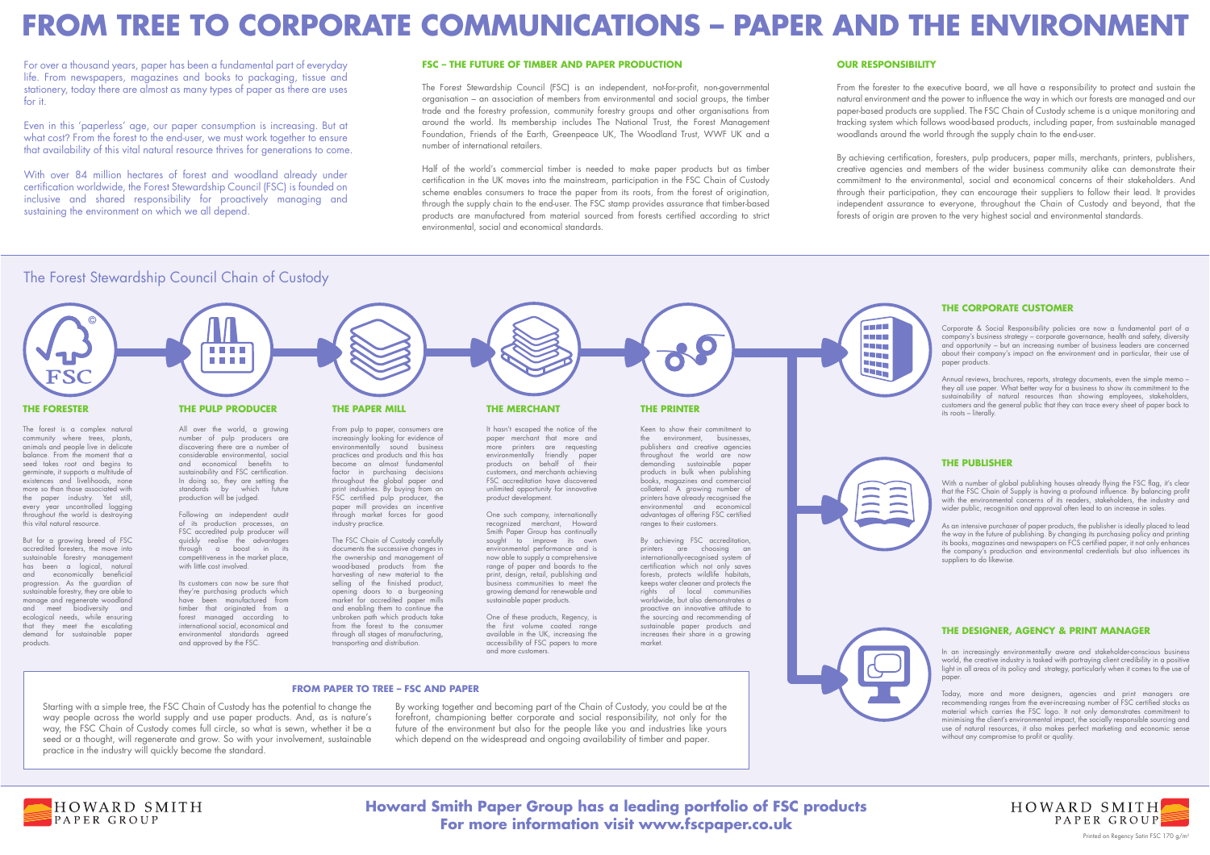# FROM TREE TO CORPORATE COMMUNICATIONS – PAPER AND THE ENVIRONMENT

For over a thousand years, paper has been a fundamental part of everyday life. From newspapers, magazines and books to packaging, tissue and stationery, today there are almost as many types of paper as there are uses for it.

Even in this 'paperless' age, our paper consumption is increasing. But at what cost? From the forest to the end-user, we must work together to ensure that availability of this vital natural resource thrives for generations to come.

With over 84 million hectares of forest and woodland already under certification worldwide, the Forest Stewardship Council (FSC) is founded on inclusive and shared responsibility for proactively managing and sustaining the environment on which we all depend.

## FSC – THE FUTURE OF TIMBER AND PAPER PRODUCTION

The Forest Stewardship Council (FSC) is an independent, not-for-profit, non-governmental organisation – an association of members from environmental and social groups, the timber trade and the forestry profession, community forestry groups and other organisations from around the world. Its membership includes The National Trust, the Forest Management Foundation, Friends of the Earth, Greenpeace UK, The Woodland Trust, WWF UK and a number of international retailers.

Half of the world's commercial timber is needed to make paper products but as timber certification in the UK moves into the mainstream, participation in the FSC Chain of Custody scheme enables consumers to trace the paper from its roots, from the forest of origination, through the supply chain to the end-user. The FSC stamp provides assurance that timber-based products are manufactured from material sourced from forests certified according to strict environmental, social and economical standards.

## OUR RESPONSIBILITY

From the forester to the executive board, we all have a responsibility to protect and sustain the natural environment and the power to influence the way in which our forests are managed and our paper-based products are supplied. The FSC Chain of Custody scheme is a unique monitoring and tracking system which follows wood-based products, including paper, from sustainable managed woodlands around the world through the supply chain to the end-user.

By achieving certification, foresters, pulp producers, paper mills, merchants, printers, publishers, creative agencies and members of the wider business community alike can demonstrate their commitment to the environmental, social and economical concerns of their stakeholders. And through their participation, they can encourage their suppliers to follow their lead. It provides independent assurance to everyone, throughout the Chain of Custody and beyond, that the forests of origin are proven to the very highest social and environmental standards.

## The Forest Stewardship Council Chain of Custody

FSC ©

### THE FORESTER

The forest is a complex natural community where trees, plants, animals and people live in delicate balance. From the moment that a seed takes root and begins to germinate, it supports a multitude of existences and livelihoods, none more so than those associated with the paper industry. Yet still, every year uncontrolled logging throughout the world is destroying this vital natural resource.

But for a growing breed of FSC accredited foresters, the move into sustainable forestry management has been a logical, natural and economically beneficial progression. As the guardian of sustainable forestry, they are able to manage and regenerate woodland and meet biodiversity and ecological needs, while ensuring that they meet the escalating demand for sustainable paper products.

### THE PULP PRODUCER

All over the world, a growing number of pulp producers are discovering there are a number of considerable environmental, social and economical benefits to sustainability and FSC certification. In doing so, they are setting the standards by which future production will be judged.

Following an independent audit of its production processes, an FSC accredited pulp producer will quickly realise the advantages through a boost in its competitiveness in the market place, with little cost involved.

Its customers can now be sure that they're purchasing products which have been manufactured from timber that originated from a forest managed according to international social, economical and environmental standards agreed and approved by the FSC.

### THE PAPER MILL

From pulp to paper, consumers are increasingly looking for evidence of environmentally sound business practices and products and this has become an almost fundamental factor in purchasing decisions throughout the global paper and print industries. By buying from an FSC certified pulp producer, the paper mill provides an incentive through market forces for good industry practice.

The FSC Chain of Custody carefully documents the successive changes in the ownership and management of wood-based products from the harvesting of new material to the selling of the finished product, opening doors to a burgeoning market for accredited paper mills and enabling them to continue the unbroken path which products take from the forest to the consumer through all stages of manufacturing, transporting and distribution.

### THE MERCHANT

It hasn't escaped the notice of the paper merchant that more and more printers are requesting environmentally friendly paper products on behalf of their customers, and merchants achieving FSC accreditation have discovered unlimited opportunity for innovative product development.

One such company, internationally recognized merchant, Howard Smith Paper Group has continually sought to improve its own environmental performance and is now able to supply a comprehensive range of paper and boards to the print, design, retail, publishing and business communities to meet the growing demand for renewable and sustainable paper products.

One of these products, Regency, is the first volume coated range available in the UK, increasing the accessibility of FSC papers to more and more customers.

### THE PRINTER

Keen to show their commitment to the environment, businesses, publishers and creative agencies throughout the world are now demanding sustainable paper products in bulk when publishing books, magazines and commercial collateral. A growing number of printers have already recognised the environmental and economical advantages of offering FSC certified ranges to their customers.

By achieving FSC accreditation, printers are choosing an internationally-recognised system of certification which not only saves forests, protects wildlife habitats, keeps water cleaner and protects the rights of local communities worldwide, but also demonstrates a proactive an innovative attitude to the sourcing and recommending of sustainable paper products and increases their share in a growing market.

### THE CORPORATE CUSTOMER

Corporate & Social Responsibility policies are now a fundamental part of a company's business strategy – corporate governance, health and safety, diversity and opportunity – but an increasing number of business leaders are concerned about their company's impact on the environment and in particular, their use of paper products.

Annual reviews, brochures, reports, strategy documents, even the simple memo – they all use paper. What better way for a business to show its commitment to the sustainability of natural resources than showing employees, stakeholders, customers and the general public that they can trace every sheet of paper back to its roots – literally.

### THE PUBLISHER

With a number of global publishing houses already flying the FSC flag, it's clear that the FSC Chain of Supply is having a profound influence. By balancing profit with the environmental concerns of its readers, stakeholders, the industry and wider public, recognition and approval often lead to an increase in sales.

As an intensive purchaser of paper products, the publisher is ideally placed to lead the way in the future of publishing. By changing its purchasing policy and printing its books, magazines and newspapers on FCS certified paper, it not only enhances the company's production and environmental credentials but also influences its suppliers to do likewise.

### THE DESIGNER, AGENCY & PRINT MANAGER

In an increasingly environmentally aware and stakeholder-conscious business world, the creative industry is tasked with portraying client credibility in a positive light in all areas of its policy and strategy, particularly when it comes to the use of paper.

Today, more and more designers, agencies and print managers are recommending ranges from the ever-increasing number of FSC certified stocks as material which carries the FSC logo. It not only demonstrates commitment to minimising the client's environmental impact, the socially responsible sourcing and use of natural resources, it also makes perfect marketing and economic sense without any compromise to profit or quality.

## FROM PAPER TO TREE – FSC AND PAPER

Starting with a simple tree, the FSC Chain of Custody has the potential to change the way people across the world supply and use paper products. And, as is nature's way, the FSC Chain of Custody comes full circle, so what is sewn, whether it be a seed or a thought, will regenerate and grow. So with your involvement, sustainable practice in the industry will quickly become the standard.

By working together and becoming part of the Chain of Custody, you could be at the forefront, championing better corporate and social responsibility, not only for the future of the environment but also for the people like you and industries like yours which depend on the widespread and ongoing availability of timber and paper.

HOWARD SMITH PAPER GROUP

**Howard Smith Paper Group has a leading portfolio of FSC products**
**For more information visit www.fscpaper.co.uk**

HOWARD SMITH PAPER GROUP

Printed on Regency Satin FSC 170 g/m²